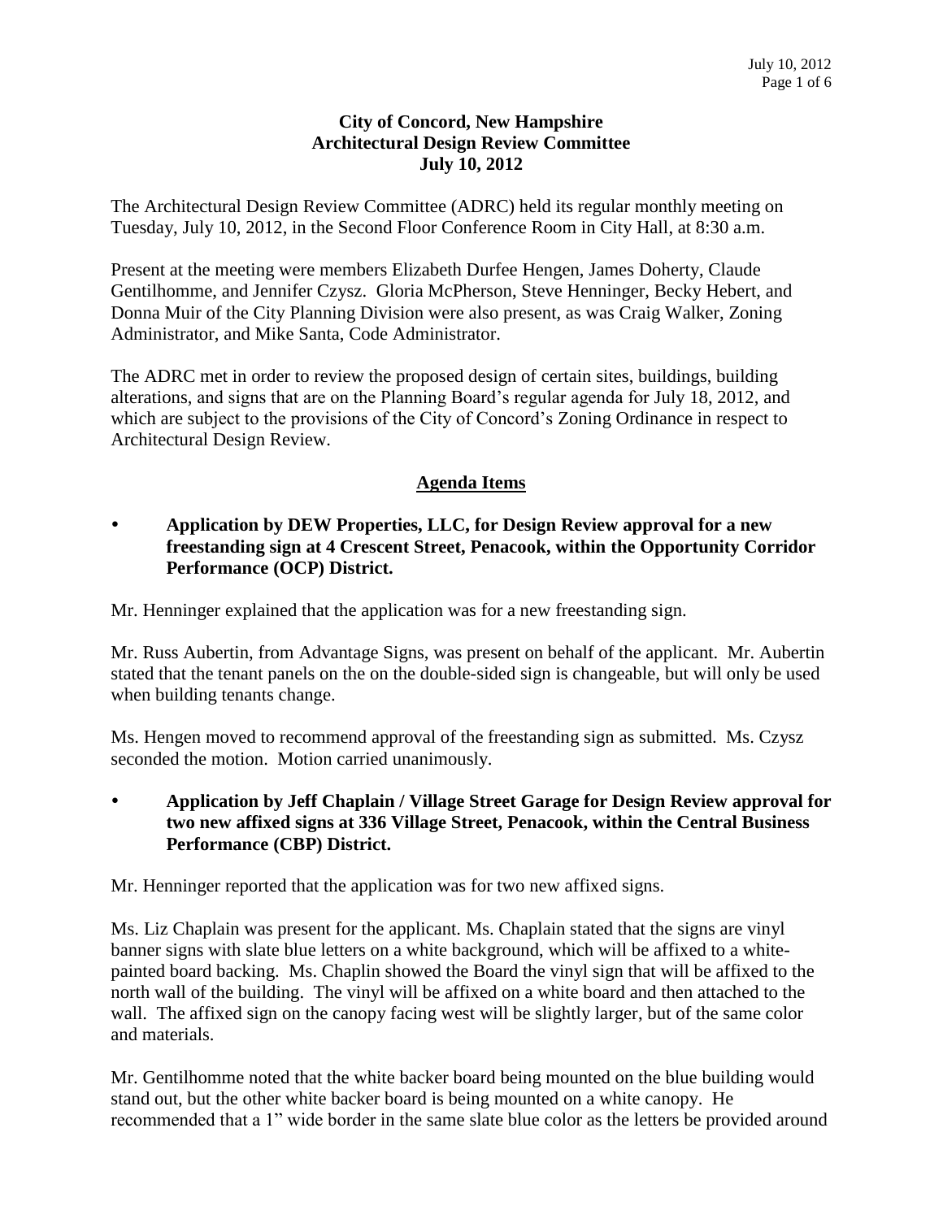**City of Concord, New Hampshire**
**Architectural Design Review Committee**
**July 10, 2012**

The Architectural Design Review Committee (ADRC) held its regular monthly meeting on Tuesday, July 10, 2012, in the Second Floor Conference Room in City Hall, at 8:30 a.m.

Present at the meeting were members Elizabeth Durfee Hengen, James Doherty, Claude Gentilhomme, and Jennifer Czysz. Gloria McPherson, Steve Henninger, Becky Hebert, and Donna Muir of the City Planning Division were also present, as was Craig Walker, Zoning Administrator, and Mike Santa, Code Administrator.

The ADRC met in order to review the proposed design of certain sites, buildings, building alterations, and signs that are on the Planning Board's regular agenda for July 18, 2012, and which are subject to the provisions of the City of Concord's Zoning Ordinance in respect to Architectural Design Review.

## Agenda Items

- **Application by DEW Properties, LLC, for Design Review approval for a new freestanding sign at 4 Crescent Street, Penacook, within the Opportunity Corridor Performance (OCP) District.**

Mr. Henninger explained that the application was for a new freestanding sign.

Mr. Russ Aubertin, from Advantage Signs, was present on behalf of the applicant. Mr. Aubertin stated that the tenant panels on the on the double-sided sign is changeable, but will only be used when building tenants change.

Ms. Hengen moved to recommend approval of the freestanding sign as submitted. Ms. Czysz seconded the motion. Motion carried unanimously.

- **Application by Jeff Chaplain / Village Street Garage for Design Review approval for two new affixed signs at 336 Village Street, Penacook, within the Central Business Performance (CBP) District.**

Mr. Henninger reported that the application was for two new affixed signs.

Ms. Liz Chaplain was present for the applicant. Ms. Chaplain stated that the signs are vinyl banner signs with slate blue letters on a white background, which will be affixed to a white-painted board backing. Ms. Chaplin showed the Board the vinyl sign that will be affixed to the north wall of the building. The vinyl will be affixed on a white board and then attached to the wall. The affixed sign on the canopy facing west will be slightly larger, but of the same color and materials.

Mr. Gentilhomme noted that the white backer board being mounted on the blue building would stand out, but the other white backer board is being mounted on a white canopy. He recommended that a 1" wide border in the same slate blue color as the letters be provided around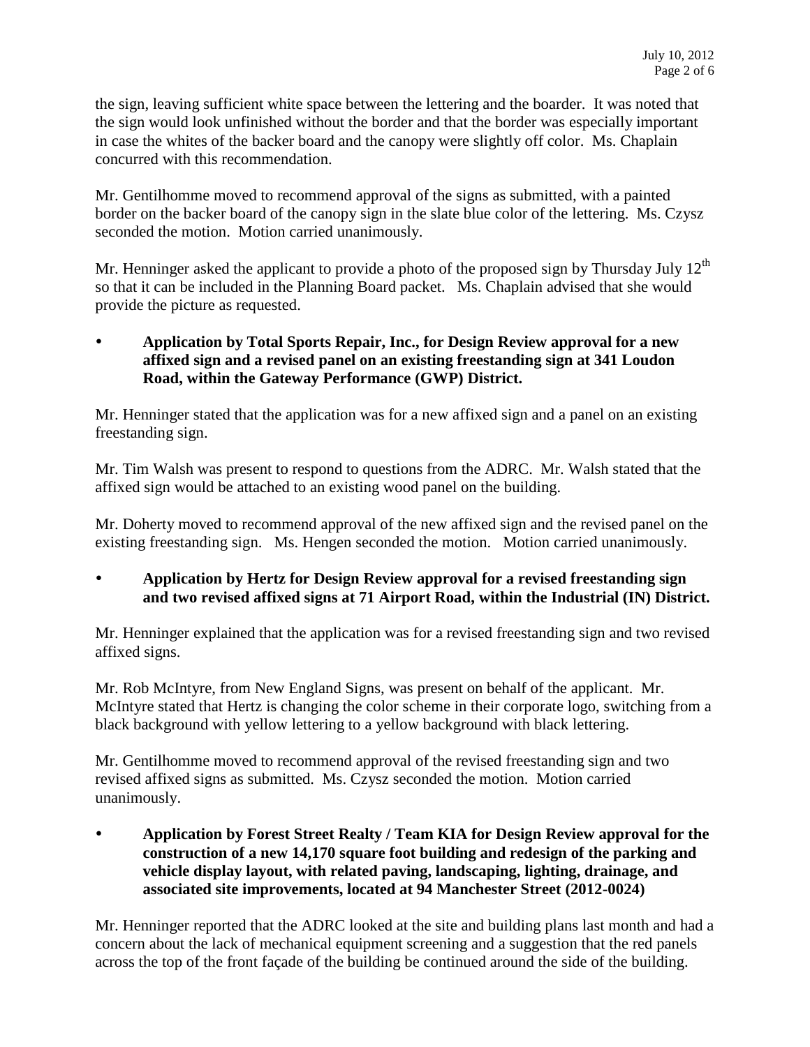the sign, leaving sufficient white space between the lettering and the boarder. It was noted that the sign would look unfinished without the border and that the border was especially important in case the whites of the backer board and the canopy were slightly off color. Ms. Chaplain concurred with this recommendation.

Mr. Gentilhomme moved to recommend approval of the signs as submitted, with a painted border on the backer board of the canopy sign in the slate blue color of the lettering. Ms. Czysz seconded the motion. Motion carried unanimously.

Mr. Henninger asked the applicant to provide a photo of the proposed sign by Thursday July 12th so that it can be included in the Planning Board packet. Ms. Chaplain advised that she would provide the picture as requested.

- **Application by Total Sports Repair, Inc., for Design Review approval for a new affixed sign and a revised panel on an existing freestanding sign at 341 Loudon Road, within the Gateway Performance (GWP) District.**

Mr. Henninger stated that the application was for a new affixed sign and a panel on an existing freestanding sign.

Mr. Tim Walsh was present to respond to questions from the ADRC. Mr. Walsh stated that the affixed sign would be attached to an existing wood panel on the building.

Mr. Doherty moved to recommend approval of the new affixed sign and the revised panel on the existing freestanding sign. Ms. Hengen seconded the motion. Motion carried unanimously.

- **Application by Hertz for Design Review approval for a revised freestanding sign and two revised affixed signs at 71 Airport Road, within the Industrial (IN) District.**

Mr. Henninger explained that the application was for a revised freestanding sign and two revised affixed signs.

Mr. Rob McIntyre, from New England Signs, was present on behalf of the applicant. Mr. McIntyre stated that Hertz is changing the color scheme in their corporate logo, switching from a black background with yellow lettering to a yellow background with black lettering.

Mr. Gentilhomme moved to recommend approval of the revised freestanding sign and two revised affixed signs as submitted. Ms. Czysz seconded the motion. Motion carried unanimously.

- **Application by Forest Street Realty / Team KIA for Design Review approval for the construction of a new 14,170 square foot building and redesign of the parking and vehicle display layout, with related paving, landscaping, lighting, drainage, and associated site improvements, located at 94 Manchester Street (2012-0024)**

Mr. Henninger reported that the ADRC looked at the site and building plans last month and had a concern about the lack of mechanical equipment screening and a suggestion that the red panels across the top of the front façade of the building be continued around the side of the building.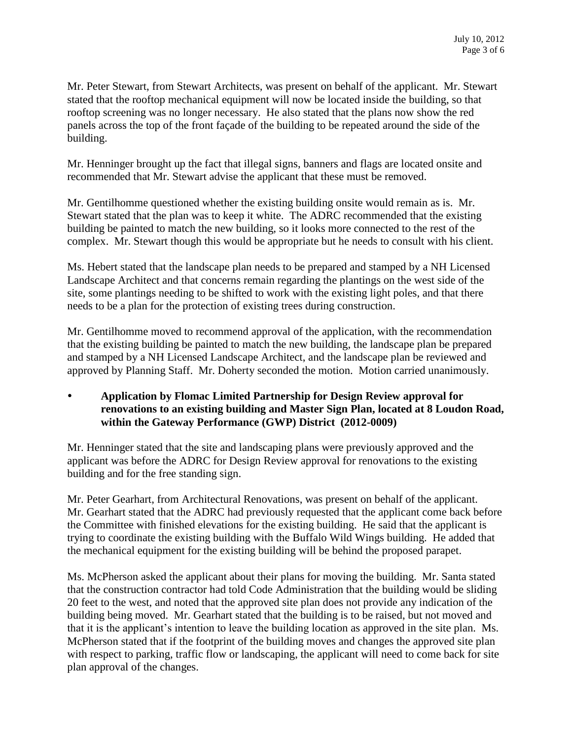Mr. Peter Stewart, from Stewart Architects, was present on behalf of the applicant. Mr. Stewart stated that the rooftop mechanical equipment will now be located inside the building, so that rooftop screening was no longer necessary. He also stated that the plans now show the red panels across the top of the front façade of the building to be repeated around the side of the building.

Mr. Henninger brought up the fact that illegal signs, banners and flags are located onsite and recommended that Mr. Stewart advise the applicant that these must be removed.

Mr. Gentilhomme questioned whether the existing building onsite would remain as is. Mr. Stewart stated that the plan was to keep it white. The ADRC recommended that the existing building be painted to match the new building, so it looks more connected to the rest of the complex. Mr. Stewart though this would be appropriate but he needs to consult with his client.

Ms. Hebert stated that the landscape plan needs to be prepared and stamped by a NH Licensed Landscape Architect and that concerns remain regarding the plantings on the west side of the site, some plantings needing to be shifted to work with the existing light poles, and that there needs to be a plan for the protection of existing trees during construction.

Mr. Gentilhomme moved to recommend approval of the application, with the recommendation that the existing building be painted to match the new building, the landscape plan be prepared and stamped by a NH Licensed Landscape Architect, and the landscape plan be reviewed and approved by Planning Staff. Mr. Doherty seconded the motion. Motion carried unanimously.

- **Application by Flomac Limited Partnership for Design Review approval for renovations to an existing building and Master Sign Plan, located at 8 Loudon Road, within the Gateway Performance (GWP) District (2012-0009)**

Mr. Henninger stated that the site and landscaping plans were previously approved and the applicant was before the ADRC for Design Review approval for renovations to the existing building and for the free standing sign.

Mr. Peter Gearhart, from Architectural Renovations, was present on behalf of the applicant. Mr. Gearhart stated that the ADRC had previously requested that the applicant come back before the Committee with finished elevations for the existing building. He said that the applicant is trying to coordinate the existing building with the Buffalo Wild Wings building. He added that the mechanical equipment for the existing building will be behind the proposed parapet.

Ms. McPherson asked the applicant about their plans for moving the building. Mr. Santa stated that the construction contractor had told Code Administration that the building would be sliding 20 feet to the west, and noted that the approved site plan does not provide any indication of the building being moved. Mr. Gearhart stated that the building is to be raised, but not moved and that it is the applicant's intention to leave the building location as approved in the site plan. Ms. McPherson stated that if the footprint of the building moves and changes the approved site plan with respect to parking, traffic flow or landscaping, the applicant will need to come back for site plan approval of the changes.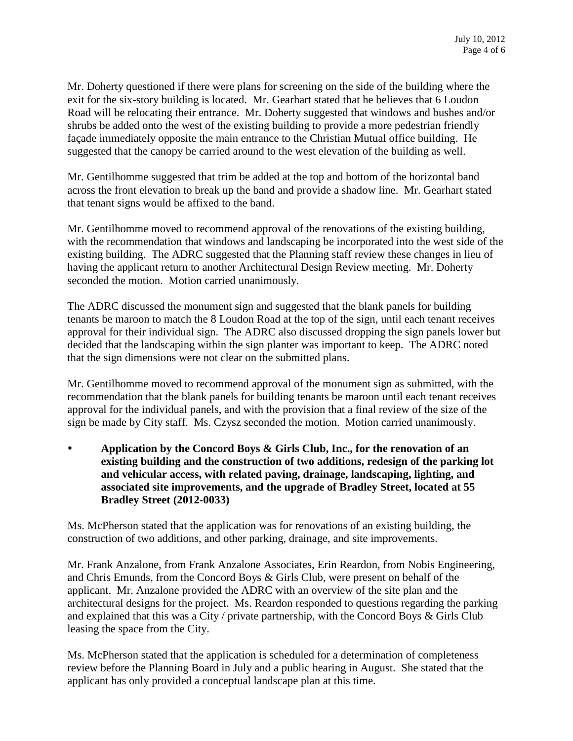Mr. Doherty questioned if there were plans for screening on the side of the building where the exit for the six-story building is located. Mr. Gearhart stated that he believes that 6 Loudon Road will be relocating their entrance. Mr. Doherty suggested that windows and bushes and/or shrubs be added onto the west of the existing building to provide a more pedestrian friendly façade immediately opposite the main entrance to the Christian Mutual office building. He suggested that the canopy be carried around to the west elevation of the building as well.

Mr. Gentilhomme suggested that trim be added at the top and bottom of the horizontal band across the front elevation to break up the band and provide a shadow line. Mr. Gearhart stated that tenant signs would be affixed to the band.

Mr. Gentilhomme moved to recommend approval of the renovations of the existing building, with the recommendation that windows and landscaping be incorporated into the west side of the existing building. The ADRC suggested that the Planning staff review these changes in lieu of having the applicant return to another Architectural Design Review meeting. Mr. Doherty seconded the motion. Motion carried unanimously.

The ADRC discussed the monument sign and suggested that the blank panels for building tenants be maroon to match the 8 Loudon Road at the top of the sign, until each tenant receives approval for their individual sign. The ADRC also discussed dropping the sign panels lower but decided that the landscaping within the sign planter was important to keep. The ADRC noted that the sign dimensions were not clear on the submitted plans.

Mr. Gentilhomme moved to recommend approval of the monument sign as submitted, with the recommendation that the blank panels for building tenants be maroon until each tenant receives approval for the individual panels, and with the provision that a final review of the size of the sign be made by City staff. Ms. Czysz seconded the motion. Motion carried unanimously.

- **Application by the Concord Boys & Girls Club, Inc., for the renovation of an existing building and the construction of two additions, redesign of the parking lot and vehicular access, with related paving, drainage, landscaping, lighting, and associated site improvements, and the upgrade of Bradley Street, located at 55 Bradley Street (2012-0033)**

Ms. McPherson stated that the application was for renovations of an existing building, the construction of two additions, and other parking, drainage, and site improvements.

Mr. Frank Anzalone, from Frank Anzalone Associates, Erin Reardon, from Nobis Engineering, and Chris Emunds, from the Concord Boys & Girls Club, were present on behalf of the applicant. Mr. Anzalone provided the ADRC with an overview of the site plan and the architectural designs for the project. Ms. Reardon responded to questions regarding the parking and explained that this was a City / private partnership, with the Concord Boys & Girls Club leasing the space from the City.

Ms. McPherson stated that the application is scheduled for a determination of completeness review before the Planning Board in July and a public hearing in August. She stated that the applicant has only provided a conceptual landscape plan at this time.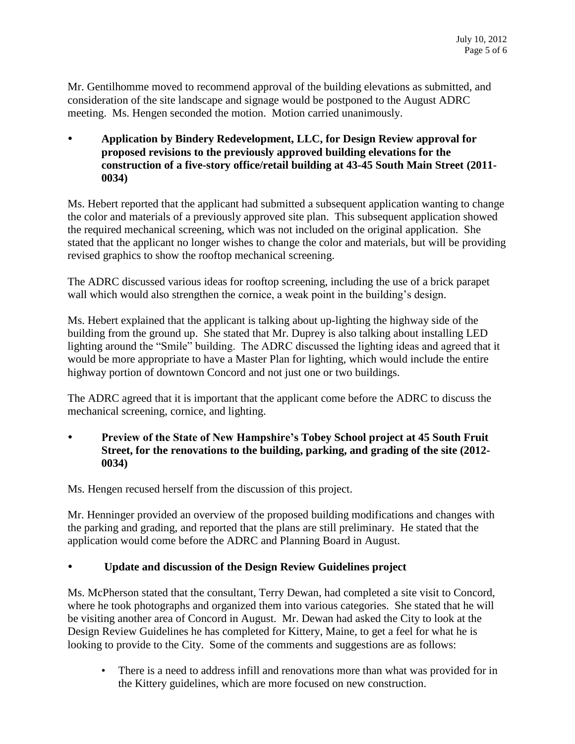Mr. Gentilhomme moved to recommend approval of the building elevations as submitted, and consideration of the site landscape and signage would be postponed to the August ADRC meeting. Ms. Hengen seconded the motion. Motion carried unanimously.

- **Application by Bindery Redevelopment, LLC, for Design Review approval for proposed revisions to the previously approved building elevations for the construction of a five-story office/retail building at 43-45 South Main Street (2011-0034)**

Ms. Hebert reported that the applicant had submitted a subsequent application wanting to change the color and materials of a previously approved site plan. This subsequent application showed the required mechanical screening, which was not included on the original application. She stated that the applicant no longer wishes to change the color and materials, but will be providing revised graphics to show the rooftop mechanical screening.

The ADRC discussed various ideas for rooftop screening, including the use of a brick parapet wall which would also strengthen the cornice, a weak point in the building's design.

Ms. Hebert explained that the applicant is talking about up-lighting the highway side of the building from the ground up. She stated that Mr. Duprey is also talking about installing LED lighting around the "Smile" building. The ADRC discussed the lighting ideas and agreed that it would be more appropriate to have a Master Plan for lighting, which would include the entire highway portion of downtown Concord and not just one or two buildings.

The ADRC agreed that it is important that the applicant come before the ADRC to discuss the mechanical screening, cornice, and lighting.

- **Preview of the State of New Hampshire's Tobey School project at 45 South Fruit Street, for the renovations to the building, parking, and grading of the site (2012-0034)**

Ms. Hengen recused herself from the discussion of this project.

Mr. Henninger provided an overview of the proposed building modifications and changes with the parking and grading, and reported that the plans are still preliminary. He stated that the application would come before the ADRC and Planning Board in August.

- **Update and discussion of the Design Review Guidelines project**

Ms. McPherson stated that the consultant, Terry Dewan, had completed a site visit to Concord, where he took photographs and organized them into various categories. She stated that he will be visiting another area of Concord in August. Mr. Dewan had asked the City to look at the Design Review Guidelines he has completed for Kittery, Maine, to get a feel for what he is looking to provide to the City. Some of the comments and suggestions are as follows:

- There is a need to address infill and renovations more than what was provided for in the Kittery guidelines, which are more focused on new construction.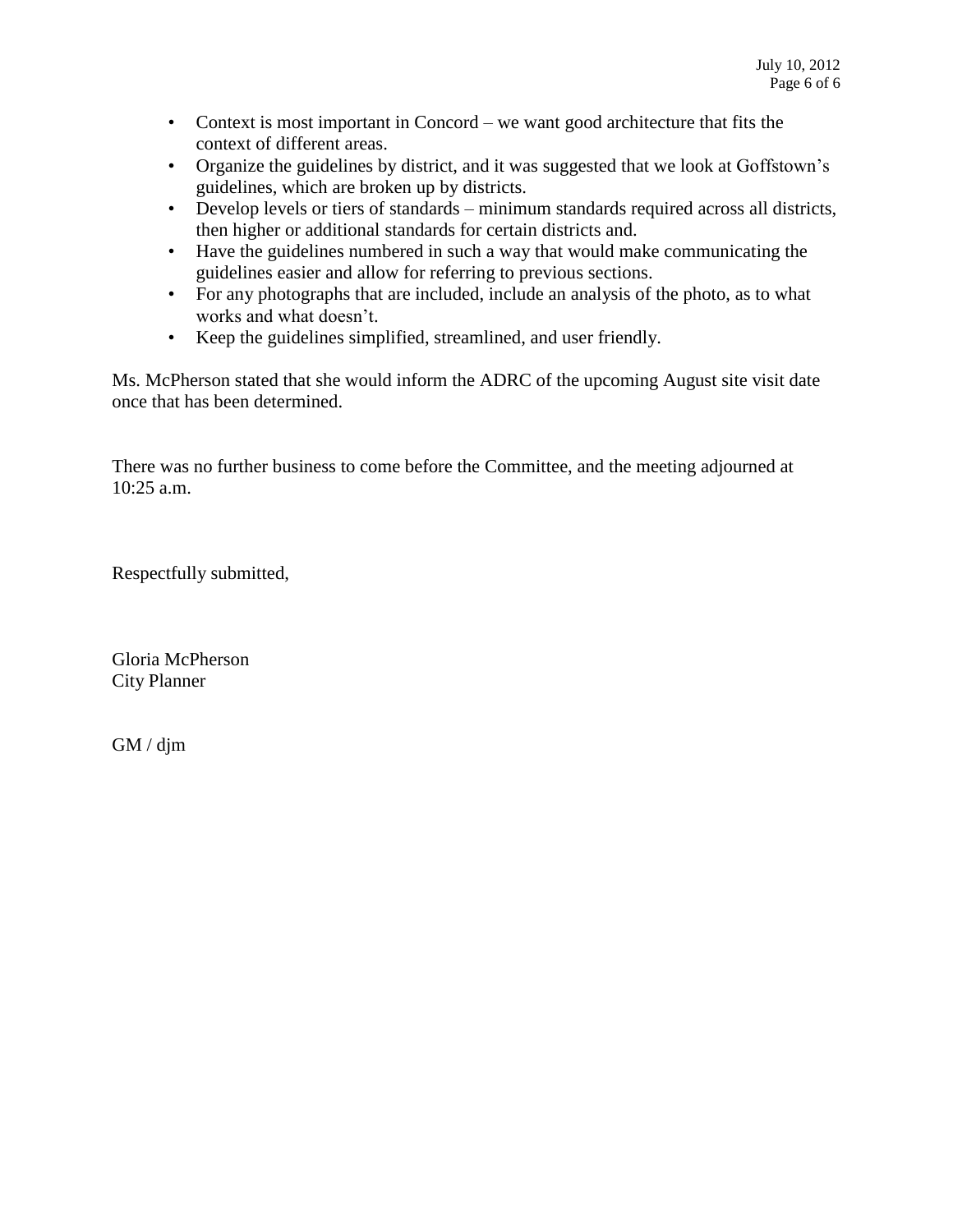- Context is most important in Concord – we want good architecture that fits the context of different areas.
- Organize the guidelines by district, and it was suggested that we look at Goffstown's guidelines, which are broken up by districts.
- Develop levels or tiers of standards – minimum standards required across all districts, then higher or additional standards for certain districts and.
- Have the guidelines numbered in such a way that would make communicating the guidelines easier and allow for referring to previous sections.
- For any photographs that are included, include an analysis of the photo, as to what works and what doesn't.
- Keep the guidelines simplified, streamlined, and user friendly.

Ms. McPherson stated that she would inform the ADRC of the upcoming August site visit date once that has been determined.

There was no further business to come before the Committee, and the meeting adjourned at 10:25 a.m.

Respectfully submitted,

Gloria McPherson
City Planner

GM / djm